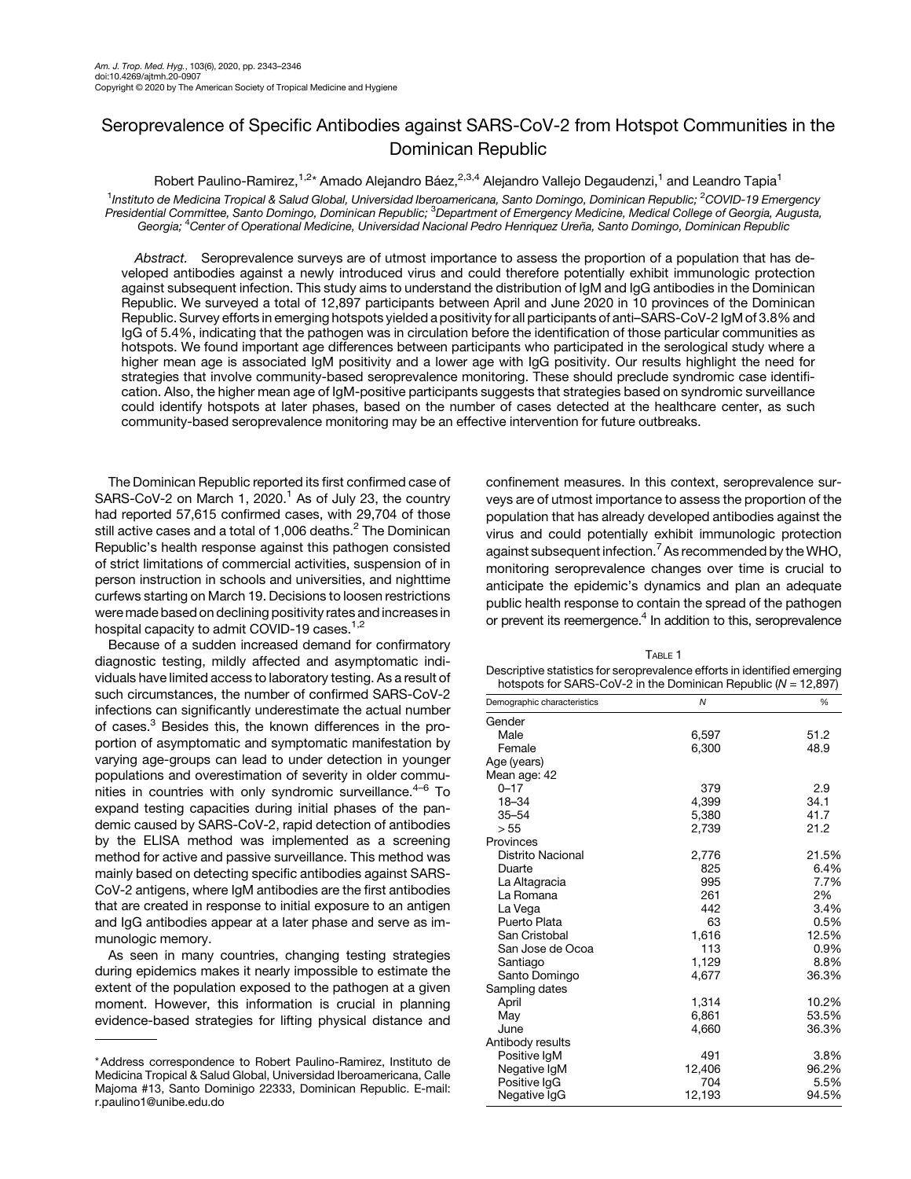# Seroprevalence of Specific Antibodies against SARS-CoV-2 from Hotspot Communities in the Dominican Republic

Robert Paulino-Ramirez,[1,2]* Amado Alejandro Báez,[2,3,4] Alejandro Vallejo Degaudenzi,[1] and Leandro Tapia[1]

[1]*Instituto de Medicina Tropical & Salud Global, Universidad Iberoamericana, Santo Domingo, Dominican Republic;* [2]*COVID-19 Emergency Presidential Committee, Santo Domingo, Dominican Republic;* [3]*Department of Emergency Medicine, Medical College of Georgia, Augusta, Georgia;* [4]*Center of Operational Medicine, Universidad Nacional Pedro Henriquez Ureña, Santo Domingo, Dominican Republic*

*Abstract.* Seroprevalence surveys are of utmost importance to assess the proportion of a population that has developed antibodies against a newly introduced virus and could therefore potentially exhibit immunologic protection against subsequent infection. This study aims to understand the distribution of IgM and IgG antibodies in the Dominican Republic. We surveyed a total of 12,897 participants between April and June 2020 in 10 provinces of the Dominican Republic. Survey efforts in emerging hotspots yielded a positivity for all participants of anti–SARS-CoV-2 IgM of 3.8% and IgG of 5.4%, indicating that the pathogen was in circulation before the identification of those particular communities as hotspots. We found important age differences between participants who participated in the serological study where a higher mean age is associated IgM positivity and a lower age with IgG positivity. Our results highlight the need for strategies that involve community-based seroprevalence monitoring. These should preclude syndromic case identification. Also, the higher mean age of IgM-positive participants suggests that strategies based on syndromic surveillance could identify hotspots at later phases, based on the number of cases detected at the healthcare center, as such community-based seroprevalence monitoring may be an effective intervention for future outbreaks.

The Dominican Republic reported its first confirmed case of SARS-CoV-2 on March 1, 2020.[1] As of July 23, the country had reported 57,615 confirmed cases, with 29,704 of those still active cases and a total of 1,006 deaths.[2] The Dominican Republic's health response against this pathogen consisted of strict limitations of commercial activities, suspension of in person instruction in schools and universities, and nighttime curfews starting on March 19. Decisions to loosen restrictions were made based on declining positivity rates and increases in hospital capacity to admit COVID-19 cases.[1,2]

Because of a sudden increased demand for confirmatory diagnostic testing, mildly affected and asymptomatic individuals have limited access to laboratory testing. As a result of such circumstances, the number of confirmed SARS-CoV-2 infections can significantly underestimate the actual number of cases.[3] Besides this, the known differences in the proportion of asymptomatic and symptomatic manifestation by varying age-groups can lead to under detection in younger populations and overestimation of severity in older communities in countries with only syndromic surveillance.[4–6] To expand testing capacities during initial phases of the pandemic caused by SARS-CoV-2, rapid detection of antibodies by the ELISA method was implemented as a screening method for active and passive surveillance. This method was mainly based on detecting specific antibodies against SARS-CoV-2 antigens, where IgM antibodies are the first antibodies that are created in response to initial exposure to an antigen and IgG antibodies appear at a later phase and serve as immunologic memory.

As seen in many countries, changing testing strategies during epidemics makes it nearly impossible to estimate the extent of the population exposed to the pathogen at a given moment. However, this information is crucial in planning evidence-based strategies for lifting physical distance and confinement measures. In this context, seroprevalence surveys are of utmost importance to assess the proportion of the population that has already developed antibodies against the virus and could potentially exhibit immunologic protection against subsequent infection.[7] As recommended by the WHO, monitoring seroprevalence changes over time is crucial to anticipate the epidemic's dynamics and plan an adequate public health response to contain the spread of the pathogen or prevent its reemergence.[4] In addition to this, seroprevalence

TABLE 1
Descriptive statistics for seroprevalence efforts in identified emerging hotspots for SARS-CoV-2 in the Dominican Republic (*N* = 12,897)

| Demographic characteristics | *N* | % |
|---|---|---|
| Gender | | |
| Male | 6,597 | 51.2 |
| Female | 6,300 | 48.9 |
| Age (years) | | |
| Mean age: 42 | | |
| 0–17 | 379 | 2.9 |
| 18–34 | 4,399 | 34.1 |
| 35–54 | 5,380 | 41.7 |
| > 55 | 2,739 | 21.2 |
| Provinces | | |
| Distrito Nacional | 2,776 | 21.5% |
| Duarte | 825 | 6.4% |
| La Altagracia | 995 | 7.7% |
| La Romana | 261 | 2% |
| La Vega | 442 | 3.4% |
| Puerto Plata | 63 | 0.5% |
| San Cristobal | 1,616 | 12.5% |
| San Jose de Ocoa | 113 | 0.9% |
| Santiago | 1,129 | 8.8% |
| Santo Domingo | 4,677 | 36.3% |
| Sampling dates | | |
| April | 1,314 | 10.2% |
| May | 6,861 | 53.5% |
| June | 4,660 | 36.3% |
| Antibody results | | |
| Positive IgM | 491 | 3.8% |
| Negative IgM | 12,406 | 96.2% |
| Positive IgG | 704 | 5.5% |
| Negative IgG | 12,193 | 94.5% |

*Address correspondence to Robert Paulino-Ramirez, Instituto de Medicina Tropical & Salud Global, Universidad Iberoamericana, Calle Majoma #13, Santo Domingo 22333, Dominican Republic. E-mail: r.paulino1@unibe.edu.do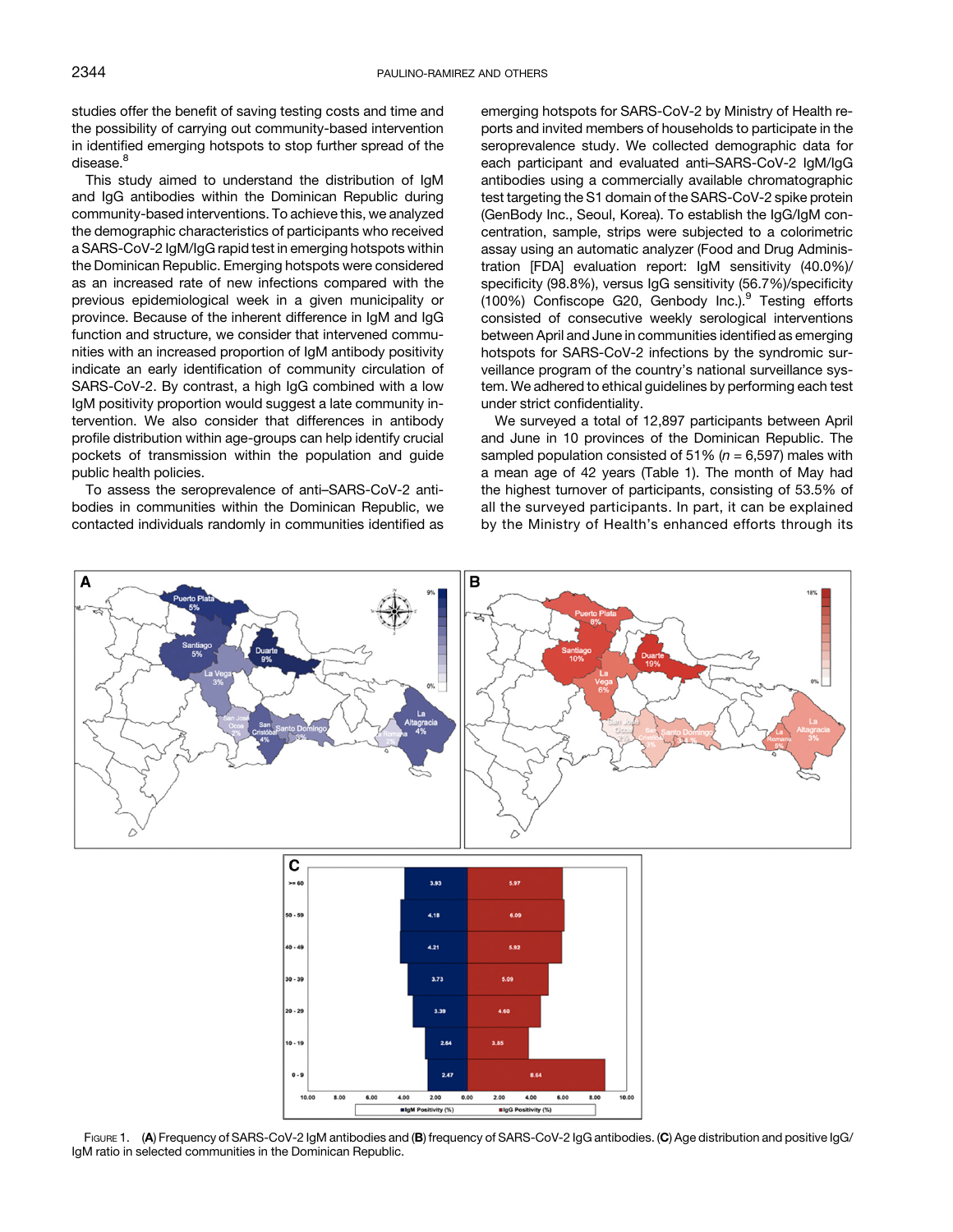studies offer the benefit of saving testing costs and time and the possibility of carrying out community-based intervention in identified emerging hotspots to stop further spread of the disease.[8]

This study aimed to understand the distribution of IgM and IgG antibodies within the Dominican Republic during community-based interventions. To achieve this, we analyzed the demographic characteristics of participants who received a SARS-CoV-2 IgM/IgG rapid test in emerging hotspots within the Dominican Republic. Emerging hotspots were considered as an increased rate of new infections compared with the previous epidemiological week in a given municipality or province. Because of the inherent difference in IgM and IgG function and structure, we consider that intervened communities with an increased proportion of IgM antibody positivity indicate an early identification of community circulation of SARS-CoV-2. By contrast, a high IgG combined with a low IgM positivity proportion would suggest a late community intervention. We also consider that differences in antibody profile distribution within age-groups can help identify crucial pockets of transmission within the population and guide public health policies.

To assess the seroprevalence of anti–SARS-CoV-2 antibodies in communities within the Dominican Republic, we contacted individuals randomly in communities identified as emerging hotspots for SARS-CoV-2 by Ministry of Health reports and invited members of households to participate in the seroprevalence study. We collected demographic data for each participant and evaluated anti–SARS-CoV-2 IgM/IgG antibodies using a commercially available chromatographic test targeting the S1 domain of the SARS-CoV-2 spike protein (GenBody Inc., Seoul, Korea). To establish the IgG/IgM concentration, sample, strips were subjected to a colorimetric assay using an automatic analyzer (Food and Drug Administration [FDA] evaluation report: IgM sensitivity (40.0%)/specificity (98.8%), versus IgG sensitivity (56.7%)/specificity (100%) Confiscope G20, Genbody Inc.).[9] Testing efforts consisted of consecutive weekly serological interventions between April and June in communities identified as emerging hotspots for SARS-CoV-2 infections by the syndromic surveillance program of the country's national surveillance system. We adhered to ethical guidelines by performing each test under strict confidentiality.

We surveyed a total of 12,897 participants between April and June in 10 provinces of the Dominican Republic. The sampled population consisted of 51% ($n$ = 6,597) males with a mean age of 42 years (Table 1). The month of May had the highest turnover of participants, consisting of 53.5% of all the surveyed participants. In part, it can be explained by the Ministry of Health's enhanced efforts through its

FIGURE 1. (**A**) Frequency of SARS-CoV-2 IgM antibodies and (**B**) frequency of SARS-CoV-2 IgG antibodies. (**C**) Age distribution and positive IgG/IgM ratio in selected communities in the Dominican Republic.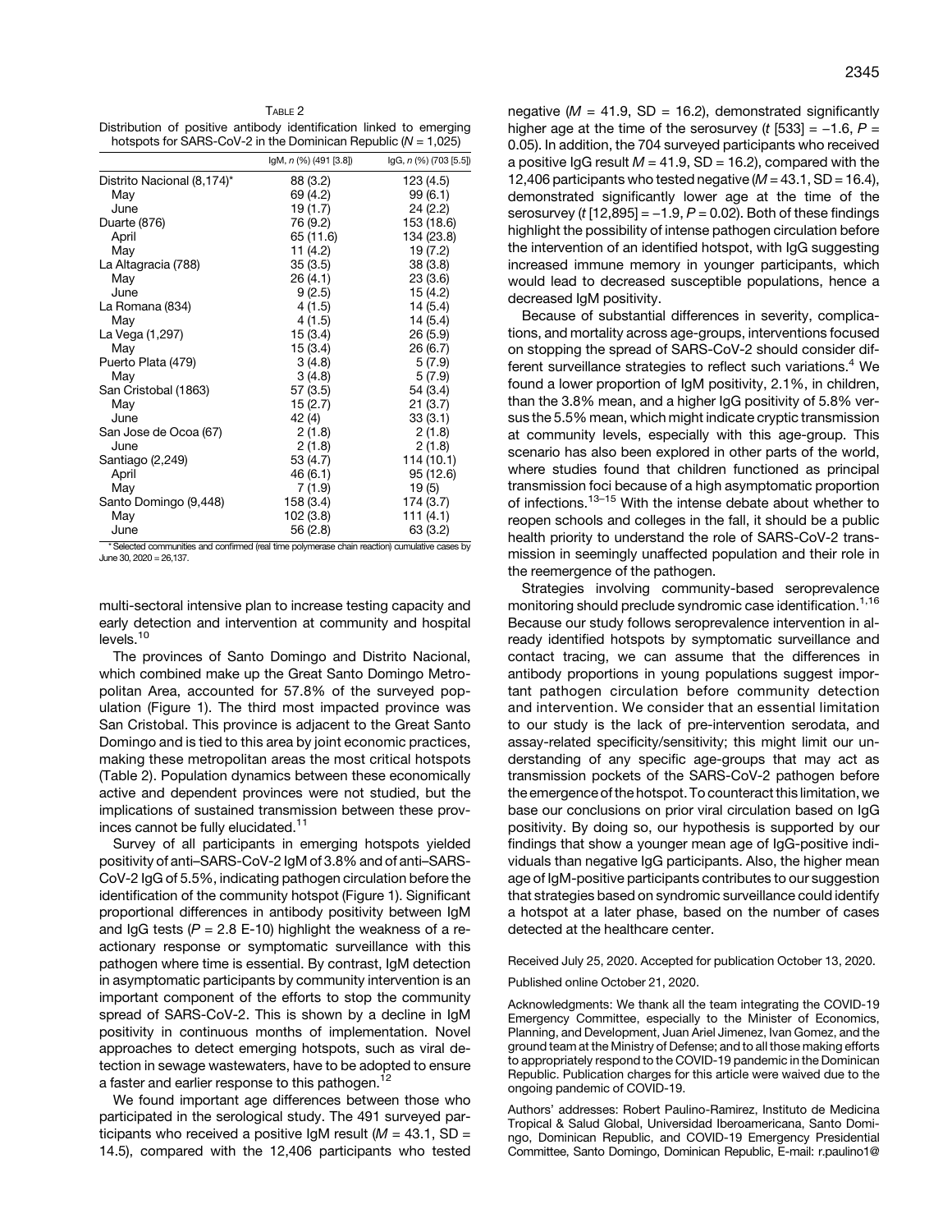Table 2

Distribution of positive antibody identification linked to emerging hotspots for SARS-CoV-2 in the Dominican Republic ($N$ = 1,025)

| | IgM, $n$ (%) (491 [3.8]) | IgG, $n$ (%) (703 [5.5]) |
|---|---|---|
| Distrito Nacional (8,174)* | 88 (3.2) | 123 (4.5) |
| May | 69 (4.2) | 99 (6.1) |
| June | 19 (1.7) | 24 (2.2) |
| Duarte (876) | 76 (9.2) | 153 (18.6) |
| April | 65 (11.6) | 134 (23.8) |
| May | 11 (4.2) | 19 (7.2) |
| La Altagracia (788) | 35 (3.5) | 38 (3.8) |
| May | 26 (4.1) | 23 (3.6) |
| June | 9 (2.5) | 15 (4.2) |
| La Romana (834) | 4 (1.5) | 14 (5.4) |
| May | 4 (1.5) | 14 (5.4) |
| La Vega (1,297) | 15 (3.4) | 26 (5.9) |
| May | 15 (3.4) | 26 (6.7) |
| Puerto Plata (479) | 3 (4.8) | 5 (7.9) |
| May | 3 (4.8) | 5 (7.9) |
| San Cristobal (1863) | 57 (3.5) | 54 (3.4) |
| May | 15 (2.7) | 21 (3.7) |
| June | 42 (4) | 33 (3.1) |
| San Jose de Ocoa (67) | 2 (1.8) | 2 (1.8) |
| June | 2 (1.8) | 2 (1.8) |
| Santiago (2,249) | 53 (4.7) | 114 (10.1) |
| April | 46 (6.1) | 95 (12.6) |
| May | 7 (1.9) | 19 (5) |
| Santo Domingo (9,448) | 158 (3.4) | 174 (3.7) |
| May | 102 (3.8) | 111 (4.1) |
| June | 56 (2.8) | 63 (3.2) |

* Selected communities and confirmed (real time polymerase chain reaction) cumulative cases by June 30, 2020 = 26,137.

multi-sectoral intensive plan to increase testing capacity and early detection and intervention at community and hospital levels.[10]

The provinces of Santo Domingo and Distrito Nacional, which combined make up the Great Santo Domingo Metropolitan Area, accounted for 57.8% of the surveyed population (Figure 1). The third most impacted province was San Cristobal. This province is adjacent to the Great Santo Domingo and is tied to this area by joint economic practices, making these metropolitan areas the most critical hotspots (Table 2). Population dynamics between these economically active and dependent provinces were not studied, but the implications of sustained transmission between these provinces cannot be fully elucidated.[11]

Survey of all participants in emerging hotspots yielded positivity of anti–SARS-CoV-2 IgM of 3.8% and of anti–SARS-CoV-2 IgG of 5.5%, indicating pathogen circulation before the identification of the community hotspot (Figure 1). Significant proportional differences in antibody positivity between IgM and IgG tests ($P$ = 2.8 E-10) highlight the weakness of a reactionary response or symptomatic surveillance with this pathogen where time is essential. By contrast, IgM detection in asymptomatic participants by community intervention is an important component of the efforts to stop the community spread of SARS-CoV-2. This is shown by a decline in IgM positivity in continuous months of implementation. Novel approaches to detect emerging hotspots, such as viral detection in sewage wastewaters, have to be adopted to ensure a faster and earlier response to this pathogen.[12]

We found important age differences between those who participated in the serological study. The 491 surveyed participants who received a positive IgM result ($M$ = 43.1, SD = 14.5), compared with the 12,406 participants who tested negative ($M$ = 41.9, SD = 16.2), demonstrated significantly higher age at the time of the serosurvey ($t$ [533] = −1.6, $P$ = 0.05). In addition, the 704 surveyed participants who received a positive IgG result $M$ = 41.9, SD = 16.2), compared with the 12,406 participants who tested negative ($M$ = 43.1, SD = 16.4), demonstrated significantly lower age at the time of the serosurvey ($t$ [12,895] = −1.9, $P$ = 0.02). Both of these findings highlight the possibility of intense pathogen circulation before the intervention of an identified hotspot, with IgG suggesting increased immune memory in younger participants, which would lead to decreased susceptible populations, hence a decreased IgM positivity.

Because of substantial differences in severity, complications, and mortality across age-groups, interventions focused on stopping the spread of SARS-CoV-2 should consider different surveillance strategies to reflect such variations.[4] We found a lower proportion of IgM positivity, 2.1%, in children, than the 3.8% mean, and a higher IgG positivity of 5.8% versus the 5.5% mean, which might indicate cryptic transmission at community levels, especially with this age-group. This scenario has also been explored in other parts of the world, where studies found that children functioned as principal transmission foci because of a high asymptomatic proportion of infections.[13–15] With the intense debate about whether to reopen schools and colleges in the fall, it should be a public health priority to understand the role of SARS-CoV-2 transmission in seemingly unaffected population and their role in the reemergence of the pathogen.

Strategies involving community-based seroprevalence monitoring should preclude syndromic case identification.[1,16] Because our study follows seroprevalence intervention in already identified hotspots by symptomatic surveillance and contact tracing, we can assume that the differences in antibody proportions in young populations suggest important pathogen circulation before community detection and intervention. We consider that an essential limitation to our study is the lack of pre-intervention serodata, and assay-related specificity/sensitivity; this might limit our understanding of any specific age-groups that may act as transmission pockets of the SARS-CoV-2 pathogen before the emergence of the hotspot. To counteract this limitation, we base our conclusions on prior viral circulation based on IgG positivity. By doing so, our hypothesis is supported by our findings that show a younger mean age of IgG-positive individuals than negative IgG participants. Also, the higher mean age of IgM-positive participants contributes to our suggestion that strategies based on syndromic surveillance could identify a hotspot at a later phase, based on the number of cases detected at the healthcare center.

Received July 25, 2020. Accepted for publication October 13, 2020.

Published online October 21, 2020.

Acknowledgments: We thank all the team integrating the COVID-19 Emergency Committee, especially to the Minister of Economics, Planning, and Development, Juan Ariel Jimenez, Ivan Gomez, and the ground team at the Ministry of Defense; and to all those making efforts to appropriately respond to the COVID-19 pandemic in the Dominican Republic. Publication charges for this article were waived due to the ongoing pandemic of COVID-19.

Authors' addresses: Robert Paulino-Ramirez, Instituto de Medicina Tropical & Salud Global, Universidad Iberoamericana, Santo Domingo, Dominican Republic, and COVID-19 Emergency Presidential Committee, Santo Domingo, Dominican Republic, E-mail: r.paulino1@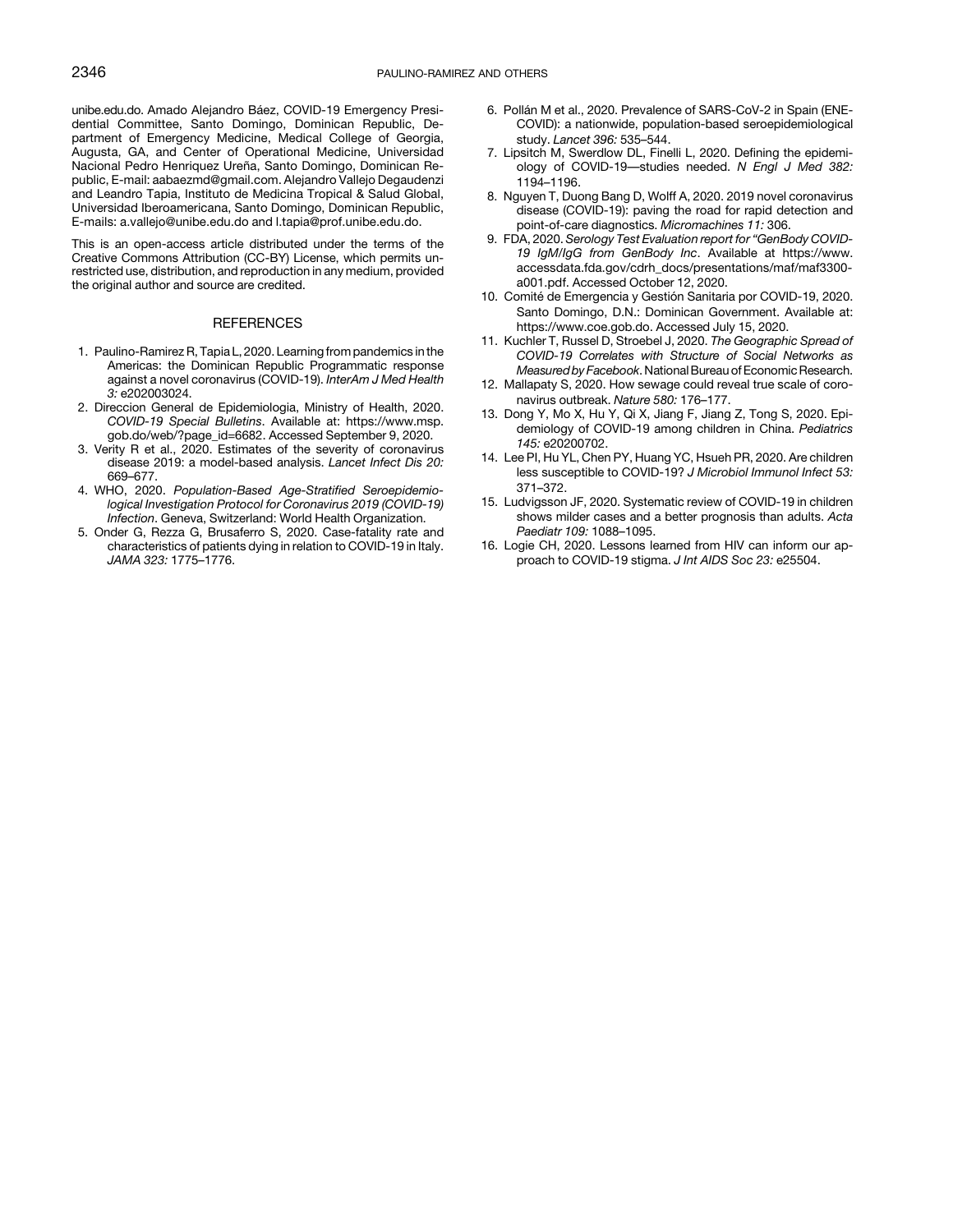unibe.edu.do. Amado Alejandro Báez, COVID-19 Emergency Presidential Committee, Santo Domingo, Dominican Republic, Department of Emergency Medicine, Medical College of Georgia, Augusta, GA, and Center of Operational Medicine, Universidad Nacional Pedro Henriquez Ureña, Santo Domingo, Dominican Republic, E-mail: aabaezmd@gmail.com. Alejandro Vallejo Degaudenzi and Leandro Tapia, Instituto de Medicina Tropical & Salud Global, Universidad Iberoamericana, Santo Domingo, Dominican Republic, E-mails: a.vallejo@unibe.edu.do and l.tapia@prof.unibe.edu.do.

This is an open-access article distributed under the terms of the Creative Commons Attribution (CC-BY) License, which permits unrestricted use, distribution, and reproduction in any medium, provided the original author and source are credited.

## REFERENCES

1. Paulino-Ramirez R, Tapia L, 2020. Learning from pandemics in the Americas: the Dominican Republic Programmatic response against a novel coronavirus (COVID-19). *InterAm J Med Health 3:* e202003024.
2. Direccion General de Epidemiologia, Ministry of Health, 2020. *COVID-19 Special Bulletins*. Available at: https://www.msp.gob.do/web/?page_id=6682. Accessed September 9, 2020.
3. Verity R et al., 2020. Estimates of the severity of coronavirus disease 2019: a model-based analysis. *Lancet Infect Dis 20:* 669–677.
4. WHO, 2020. *Population-Based Age-Stratified Seroepidemiological Investigation Protocol for Coronavirus 2019 (COVID-19) Infection*. Geneva, Switzerland: World Health Organization.
5. Onder G, Rezza G, Brusaferro S, 2020. Case-fatality rate and characteristics of patients dying in relation to COVID-19 in Italy. *JAMA 323:* 1775–1776.
6. Pollán M et al., 2020. Prevalence of SARS-CoV-2 in Spain (ENE-COVID): a nationwide, population-based seroepidemiological study. *Lancet 396:* 535–544.
7. Lipsitch M, Swerdlow DL, Finelli L, 2020. Defining the epidemiology of COVID-19—studies needed. *N Engl J Med 382:* 1194–1196.
8. Nguyen T, Duong Bang D, Wolff A, 2020. 2019 novel coronavirus disease (COVID-19): paving the road for rapid detection and point-of-care diagnostics. *Micromachines 11:* 306.
9. FDA, 2020. *Serology Test Evaluation report for "GenBody COVID-19 IgM/IgG from GenBody Inc*. Available at https://www.accessdata.fda.gov/cdrh_docs/presentations/maf/maf3300-a001.pdf. Accessed October 12, 2020.
10. Comité de Emergencia y Gestión Sanitaria por COVID-19, 2020. Santo Domingo, D.N.: Dominican Government. Available at: https://www.coe.gob.do. Accessed July 15, 2020.
11. Kuchler T, Russel D, Stroebel J, 2020. *The Geographic Spread of COVID-19 Correlates with Structure of Social Networks as Measured by Facebook*. National Bureau of Economic Research.
12. Mallapaty S, 2020. How sewage could reveal true scale of coronavirus outbreak. *Nature 580:* 176–177.
13. Dong Y, Mo X, Hu Y, Qi X, Jiang F, Jiang Z, Tong S, 2020. Epidemiology of COVID-19 among children in China. *Pediatrics 145:* e20200702.
14. Lee PI, Hu YL, Chen PY, Huang YC, Hsueh PR, 2020. Are children less susceptible to COVID-19? *J Microbiol Immunol Infect 53:* 371–372.
15. Ludvigsson JF, 2020. Systematic review of COVID-19 in children shows milder cases and a better prognosis than adults. *Acta Paediatr 109:* 1088–1095.
16. Logie CH, 2020. Lessons learned from HIV can inform our approach to COVID-19 stigma. *J Int AIDS Soc 23:* e25504.